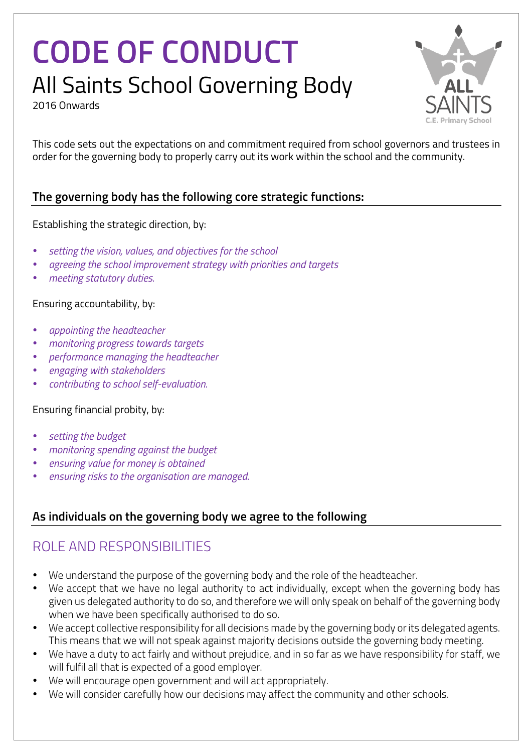# CODE OF CONDUCT

## All Saints School Governing Body

2016 Onwards

This code sets out the expectations on and commitment required from school governors and trustees in order for the governing body to properly carry out its work within the school and the community.

### The governing body has the following core strategic functions:

Establishing the strategic direction, by:

- *setting the vision, values, and objectives for the school*
- *agreeing the school improvement strategy with priorities and targets*
- *meeting statutory duties.*

Ensuring accountability, by:

- *appointing the headteacher*
- *monitoring progress towards targets*
- *performance managing the headteacher*
- *engaging with stakeholders*
- *contributing to school self-evaluation.*

Ensuring financial probity, by:

- *setting the budget*
- *monitoring spending against the budget*
- *ensuring value for money is obtained*
- *ensuring risks to the organisation are managed.*

### As individuals on the governing body we agree to the following

## ROLE AND RESPONSIBILITIES

- We understand the purpose of the governing body and the role of the headteacher.
- We accept that we have no legal authority to act individually, except when the governing body has given us delegated authority to do so, and therefore we will only speak on behalf of the governing body when we have been specifically authorised to do so.
- We accept collective responsibility for all decisions made by the governing body or its delegated agents. This means that we will not speak against majority decisions outside the governing body meeting.
- We have a duty to act fairly and without prejudice, and in so far as we have responsibility for staff, we will fulfil all that is expected of a good employer.
- We will encourage open government and will act appropriately.
- We will consider carefully how our decisions may affect the community and other schools.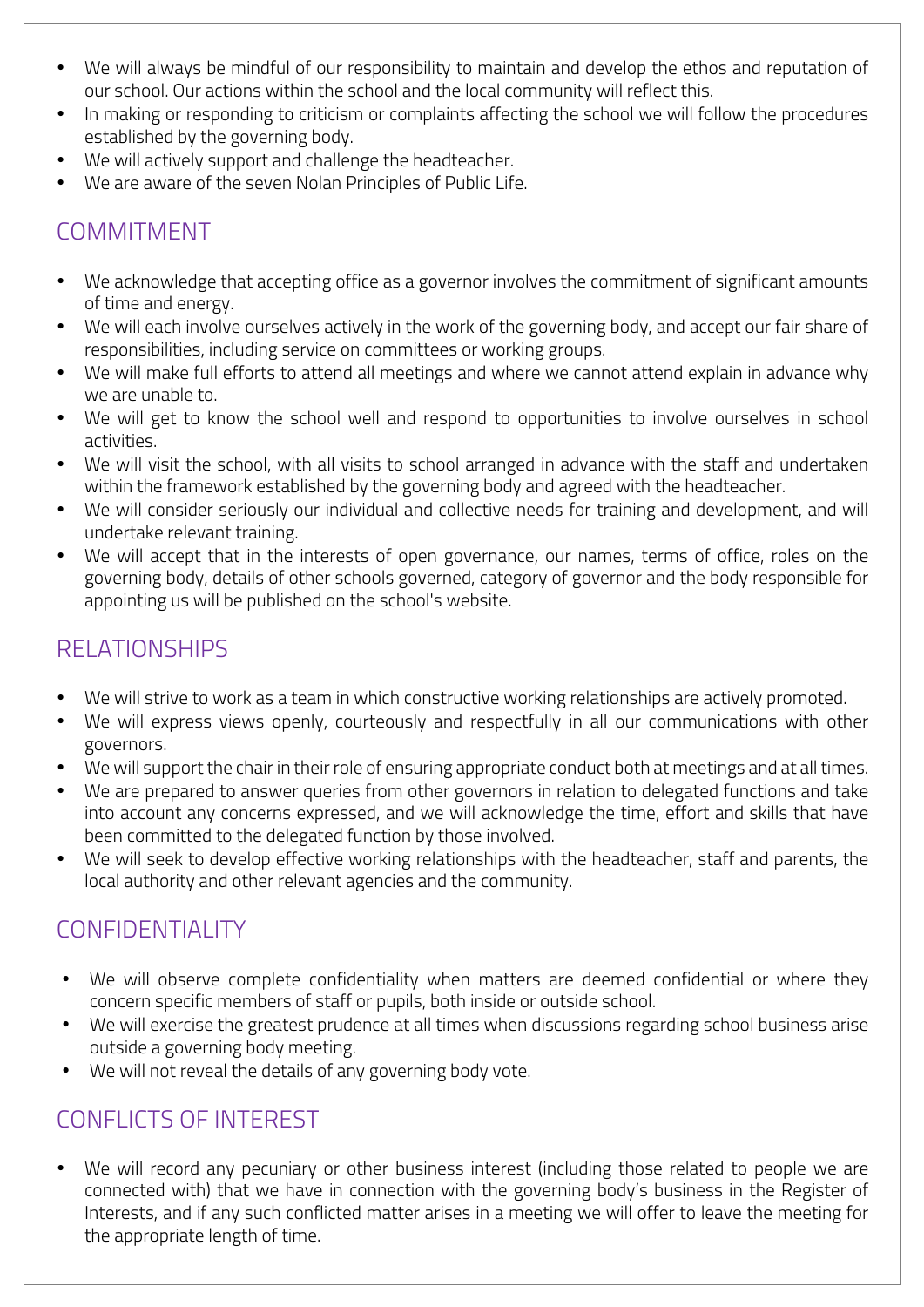- We will always be mindful of our responsibility to maintain and develop the ethos and reputation of our school. Our actions within the school and the local community will reflect this.
- In making or responding to criticism or complaints affecting the school we will follow the procedures established by the governing body.
- We will actively support and challenge the headteacher.
- We are aware of the seven Nolan Principles of Public Life.

## COMMITMENT

- We acknowledge that accepting office as a governor involves the commitment of significant amounts of time and energy.
- We will each involve ourselves actively in the work of the governing body, and accept our fair share of responsibilities, including service on committees or working groups.
- We will make full efforts to attend all meetings and where we cannot attend explain in advance why we are unable to.
- We will get to know the school well and respond to opportunities to involve ourselves in school activities.
- We will visit the school, with all visits to school arranged in advance with the staff and undertaken within the framework established by the governing body and agreed with the headteacher.
- We will consider seriously our individual and collective needs for training and development, and will undertake relevant training.
- We will accept that in the interests of open governance, our names, terms of office, roles on the governing body, details of other schools governed, category of governor and the body responsible for appointing us will be published on the school's website.

## RELATIONSHIPS

- We will strive to work as a team in which constructive working relationships are actively promoted.
- We will express views openly, courteously and respectfully in all our communications with other governors.
- We will support the chair in their role of ensuring appropriate conduct both at meetings and at all times.
- We are prepared to answer queries from other governors in relation to delegated functions and take into account any concerns expressed, and we will acknowledge the time, effort and skills that have been committed to the delegated function by those involved.
- We will seek to develop effective working relationships with the headteacher, staff and parents, the local authority and other relevant agencies and the community.

## CONFIDENTIALITY

- We will observe complete confidentiality when matters are deemed confidential or where they concern specific members of staff or pupils, both inside or outside school.
- We will exercise the greatest prudence at all times when discussions regarding school business arise outside a governing body meeting.
- We will not reveal the details of any governing body vote.

## CONFLICTS OF INTEREST

- We will record any pecuniary or other business interest (including those related to people we are connected with) that we have in connection with the governing body's business in the Register of Interests, and if any such conflicted matter arises in a meeting we will offer to leave the meeting for the appropriate length of time.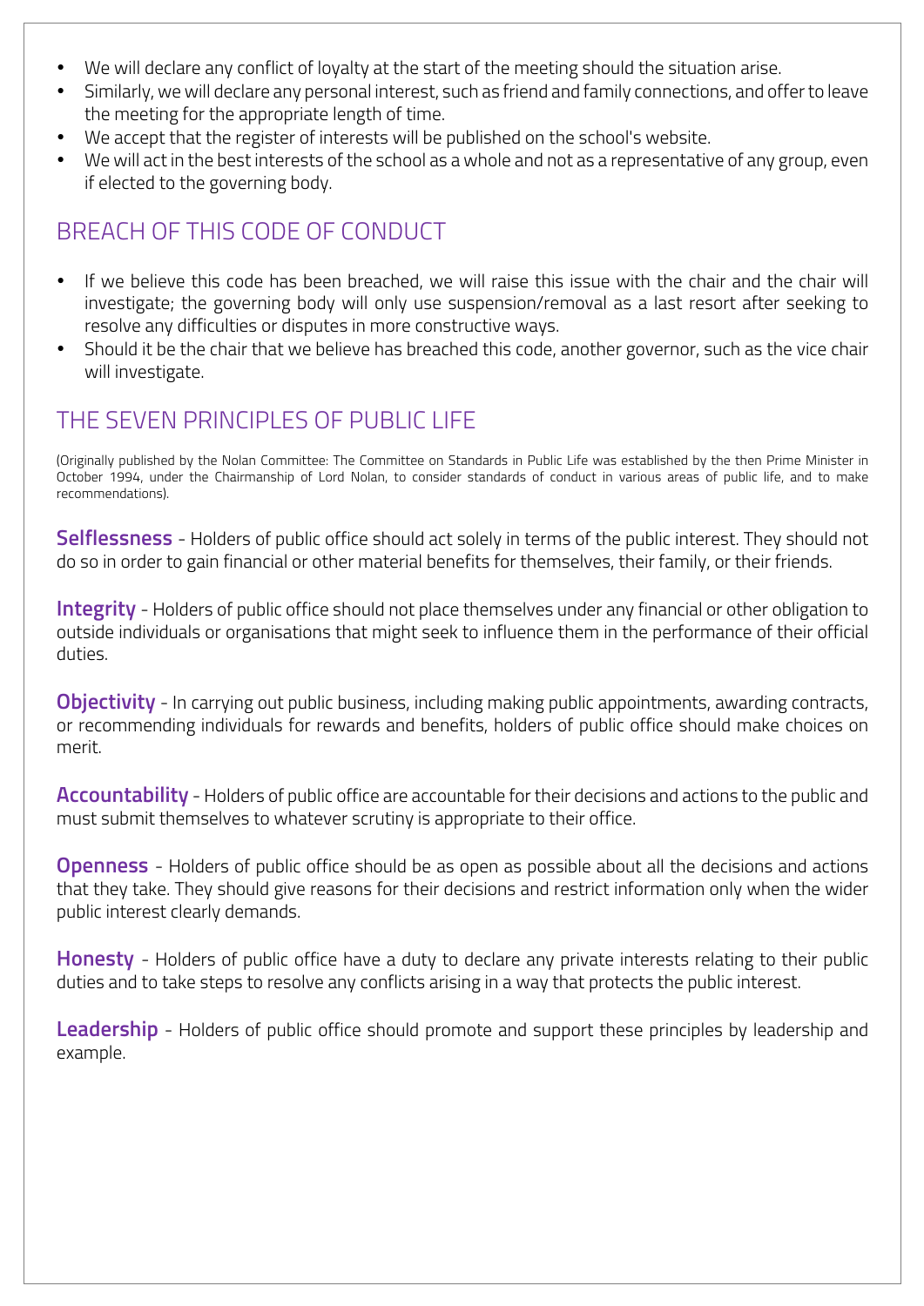- We will declare any conflict of loyalty at the start of the meeting should the situation arise.
- Similarly, we will declare any personal interest, such as friend and family connections, and offer to leave the meeting for the appropriate length of time.
- We accept that the register of interests will be published on the school's website.
- We will act in the best interests of the school as a whole and not as a representative of any group, even if elected to the governing body.

## BREACH OF THIS CODE OF CONDUCT

- If we believe this code has been breached, we will raise this issue with the chair and the chair will investigate; the governing body will only use suspension/removal as a last resort after seeking to resolve any difficulties or disputes in more constructive ways.
- Should it be the chair that we believe has breached this code, another governor, such as the vice chair will investigate.

## THE SEVEN PRINCIPLES OF PUBLIC LIFE

(Originally published by the Nolan Committee: The Committee on Standards in Public Life was established by the then Prime Minister in October 1994, under the Chairmanship of Lord Nolan, to consider standards of conduct in various areas of public life, and to make recommendations).

**Selflessness** - Holders of public office should act solely in terms of the public interest. They should not do so in order to gain financial or other material benefits for themselves, their family, or their friends.

**Integrity** - Holders of public office should not place themselves under any financial or other obligation to outside individuals or organisations that might seek to influence them in the performance of their official duties.

**Objectivity** - In carrying out public business, including making public appointments, awarding contracts, or recommending individuals for rewards and benefits, holders of public office should make choices on merit.

**Accountability** - Holders of public office are accountable for their decisions and actions to the public and must submit themselves to whatever scrutiny is appropriate to their office.

**Openness** - Holders of public office should be as open as possible about all the decisions and actions that they take. They should give reasons for their decisions and restrict information only when the wider public interest clearly demands.

**Honesty** - Holders of public office have a duty to declare any private interests relating to their public duties and to take steps to resolve any conflicts arising in a way that protects the public interest.

**Leadership** - Holders of public office should promote and support these principles by leadership and example.